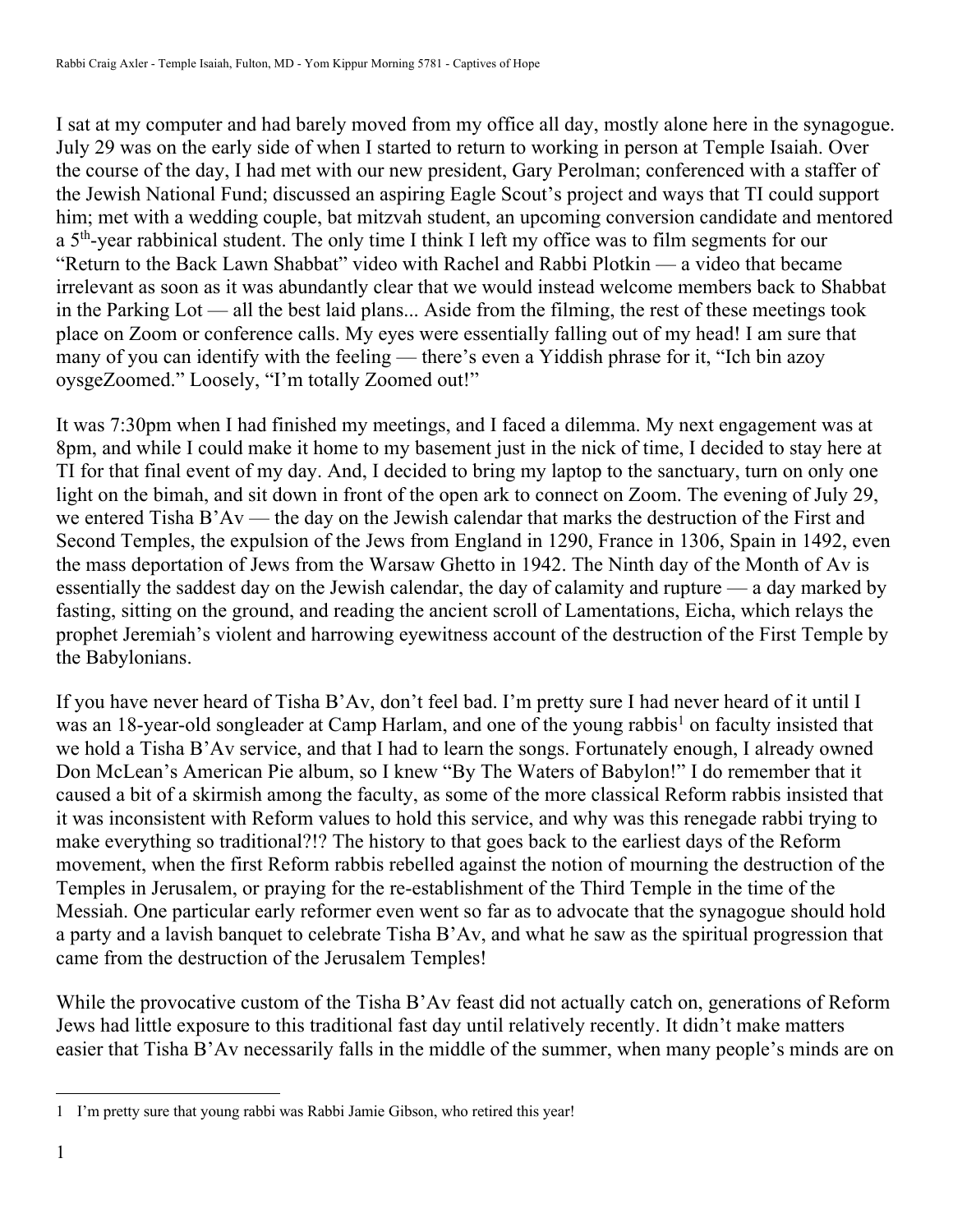I sat at my computer and had barely moved from my office all day, mostly alone here in the synagogue. July 29 was on the early side of when I started to return to working in person at Temple Isaiah. Over the course of the day, I had met with our new president, Gary Perolman; conferenced with a staffer of the Jewish National Fund; discussed an aspiring Eagle Scout's project and ways that TI could support him; met with a wedding couple, bat mitzvah student, an upcoming conversion candidate and mentored a 5th-year rabbinical student. The only time I think I left my office was to film segments for our "Return to the Back Lawn Shabbat" video with Rachel and Rabbi Plotkin — a video that became irrelevant as soon as it was abundantly clear that we would instead welcome members back to Shabbat in the Parking Lot — all the best laid plans... Aside from the filming, the rest of these meetings took place on Zoom or conference calls. My eyes were essentially falling out of my head! I am sure that many of you can identify with the feeling — there's even a Yiddish phrase for it, "Ich bin azoy oysgeZoomed." Loosely, "I'm totally Zoomed out!"

It was 7:30pm when I had finished my meetings, and I faced a dilemma. My next engagement was at 8pm, and while I could make it home to my basement just in the nick of time, I decided to stay here at TI for that final event of my day. And, I decided to bring my laptop to the sanctuary, turn on only one light on the bimah, and sit down in front of the open ark to connect on Zoom. The evening of July 29, we entered Tisha B'Av — the day on the Jewish calendar that marks the destruction of the First and Second Temples, the expulsion of the Jews from England in 1290, France in 1306, Spain in 1492, even the mass deportation of Jews from the Warsaw Ghetto in 1942. The Ninth day of the Month of Av is essentially the saddest day on the Jewish calendar, the day of calamity and rupture — a day marked by fasting, sitting on the ground, and reading the ancient scroll of Lamentations, Eicha, which relays the prophet Jeremiah's violent and harrowing eyewitness account of the destruction of the First Temple by the Babylonians.

If you have never heard of Tisha B'Av, don't feel bad. I'm pretty sure I had never heard of it until I was an 18-year-old songleader at Camp Harlam, and one of the young rabbis[1] on faculty insisted that we hold a Tisha B'Av service, and that I had to learn the songs. Fortunately enough, I already owned Don McLean's American Pie album, so I knew "By The Waters of Babylon!" I do remember that it caused a bit of a skirmish among the faculty, as some of the more classical Reform rabbis insisted that it was inconsistent with Reform values to hold this service, and why was this renegade rabbi trying to make everything so traditional?!? The history to that goes back to the earliest days of the Reform movement, when the first Reform rabbis rebelled against the notion of mourning the destruction of the Temples in Jerusalem, or praying for the re-establishment of the Third Temple in the time of the Messiah. One particular early reformer even went so far as to advocate that the synagogue should hold a party and a lavish banquet to celebrate Tisha B'Av, and what he saw as the spiritual progression that came from the destruction of the Jerusalem Temples!

While the provocative custom of the Tisha B'Av feast did not actually catch on, generations of Reform Jews had little exposure to this traditional fast day until relatively recently. It didn't make matters easier that Tisha B'Av necessarily falls in the middle of the summer, when many people's minds are on

---

1 I'm pretty sure that young rabbi was Rabbi Jamie Gibson, who retired this year!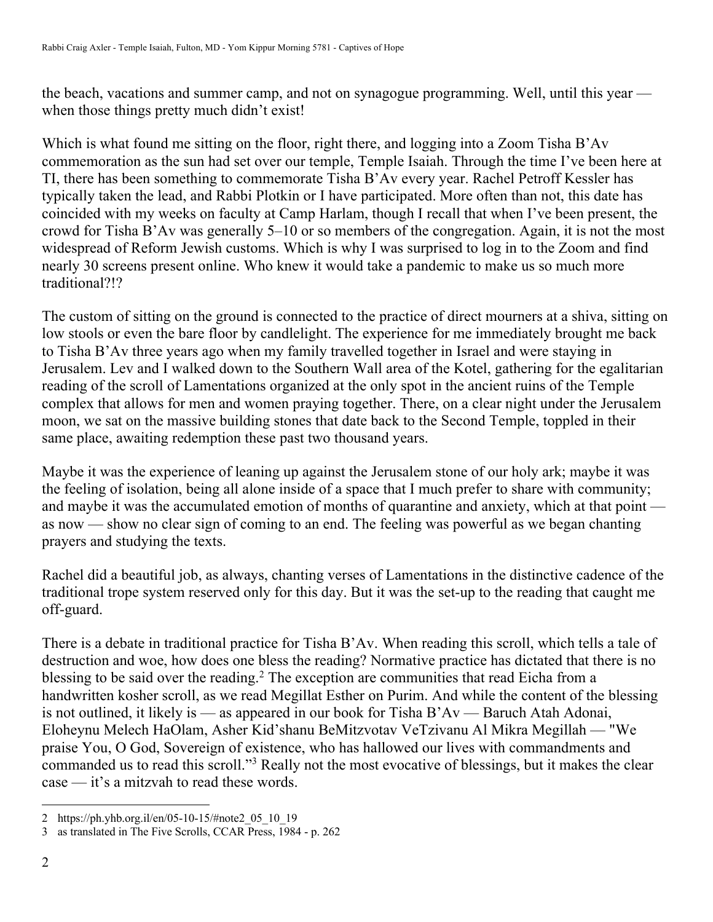the beach, vacations and summer camp, and not on synagogue programming. Well, until this year — when those things pretty much didn't exist!

Which is what found me sitting on the floor, right there, and logging into a Zoom Tisha B'Av commemoration as the sun had set over our temple, Temple Isaiah. Through the time I've been here at TI, there has been something to commemorate Tisha B'Av every year. Rachel Petroff Kessler has typically taken the lead, and Rabbi Plotkin or I have participated. More often than not, this date has coincided with my weeks on faculty at Camp Harlam, though I recall that when I've been present, the crowd for Tisha B'Av was generally 5–10 or so members of the congregation. Again, it is not the most widespread of Reform Jewish customs. Which is why I was surprised to log in to the Zoom and find nearly 30 screens present online. Who knew it would take a pandemic to make us so much more traditional?!?

The custom of sitting on the ground is connected to the practice of direct mourners at a shiva, sitting on low stools or even the bare floor by candlelight. The experience for me immediately brought me back to Tisha B'Av three years ago when my family travelled together in Israel and were staying in Jerusalem. Lev and I walked down to the Southern Wall area of the Kotel, gathering for the egalitarian reading of the scroll of Lamentations organized at the only spot in the ancient ruins of the Temple complex that allows for men and women praying together. There, on a clear night under the Jerusalem moon, we sat on the massive building stones that date back to the Second Temple, toppled in their same place, awaiting redemption these past two thousand years.

Maybe it was the experience of leaning up against the Jerusalem stone of our holy ark; maybe it was the feeling of isolation, being all alone inside of a space that I much prefer to share with community; and maybe it was the accumulated emotion of months of quarantine and anxiety, which at that point — as now — show no clear sign of coming to an end. The feeling was powerful as we began chanting prayers and studying the texts.

Rachel did a beautiful job, as always, chanting verses of Lamentations in the distinctive cadence of the traditional trope system reserved only for this day. But it was the set-up to the reading that caught me off-guard.

There is a debate in traditional practice for Tisha B'Av. When reading this scroll, which tells a tale of destruction and woe, how does one bless the reading? Normative practice has dictated that there is no blessing to be said over the reading.[2] The exception are communities that read Eicha from a handwritten kosher scroll, as we read Megillat Esther on Purim. And while the content of the blessing is not outlined, it likely is — as appeared in our book for Tisha B'Av — Baruch Atah Adonai, Eloheynu Melech HaOlam, Asher Kid'shanu BeMitzvotav VeTzivanu Al Mikra Megillah — "We praise You, O God, Sovereign of existence, who has hallowed our lives with commandments and commanded us to read this scroll."[3] Really not the most evocative of blessings, but it makes the clear case — it's a mitzvah to read these words.

---

2 https://ph.yhb.org.il/en/05-10-15/#note2_05_10_19

3 as translated in The Five Scrolls, CCAR Press, 1984 - p. 262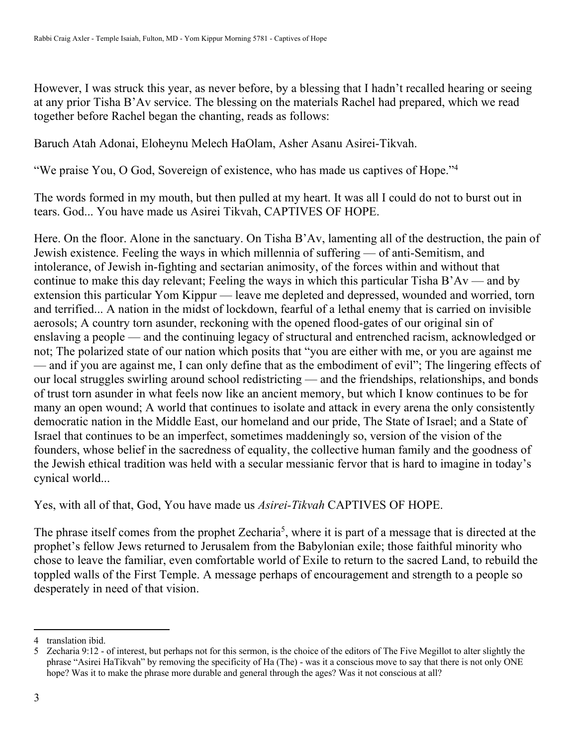However, I was struck this year, as never before, by a blessing that I hadn't recalled hearing or seeing at any prior Tisha B'Av service. The blessing on the materials Rachel had prepared, which we read together before Rachel began the chanting, reads as follows:

Baruch Atah Adonai, Eloheynu Melech HaOlam, Asher Asanu Asirei-Tikvah.

"We praise You, O God, Sovereign of existence, who has made us captives of Hope."[4]

The words formed in my mouth, but then pulled at my heart. It was all I could do not to burst out in tears. God... You have made us Asirei Tikvah, CAPTIVES OF HOPE.

Here. On the floor. Alone in the sanctuary. On Tisha B'Av, lamenting all of the destruction, the pain of Jewish existence. Feeling the ways in which millennia of suffering — of anti-Semitism, and intolerance, of Jewish in-fighting and sectarian animosity, of the forces within and without that continue to make this day relevant; Feeling the ways in which this particular Tisha B'Av — and by extension this particular Yom Kippur — leave me depleted and depressed, wounded and worried, torn and terrified... A nation in the midst of lockdown, fearful of a lethal enemy that is carried on invisible aerosols; A country torn asunder, reckoning with the opened flood-gates of our original sin of enslaving a people — and the continuing legacy of structural and entrenched racism, acknowledged or not; The polarized state of our nation which posits that "you are either with me, or you are against me — and if you are against me, I can only define that as the embodiment of evil"; The lingering effects of our local struggles swirling around school redistricting — and the friendships, relationships, and bonds of trust torn asunder in what feels now like an ancient memory, but which I know continues to be for many an open wound; A world that continues to isolate and attack in every arena the only consistently democratic nation in the Middle East, our homeland and our pride, The State of Israel; and a State of Israel that continues to be an imperfect, sometimes maddeningly so, version of the vision of the founders, whose belief in the sacredness of equality, the collective human family and the goodness of the Jewish ethical tradition was held with a secular messianic fervor that is hard to imagine in today's cynical world...

Yes, with all of that, God, You have made us *Asirei-Tikvah* CAPTIVES OF HOPE.

The phrase itself comes from the prophet Zecharia[5], where it is part of a message that is directed at the prophet's fellow Jews returned to Jerusalem from the Babylonian exile; those faithful minority who chose to leave the familiar, even comfortable world of Exile to return to the sacred Land, to rebuild the toppled walls of the First Temple. A message perhaps of encouragement and strength to a people so desperately in need of that vision.

---

4 translation ibid.

5 Zecharia 9:12 - of interest, but perhaps not for this sermon, is the choice of the editors of The Five Megillot to alter slightly the phrase "Asirei HaTikvah" by removing the specificity of Ha (The) - was it a conscious move to say that there is not only ONE hope? Was it to make the phrase more durable and general through the ages? Was it not conscious at all?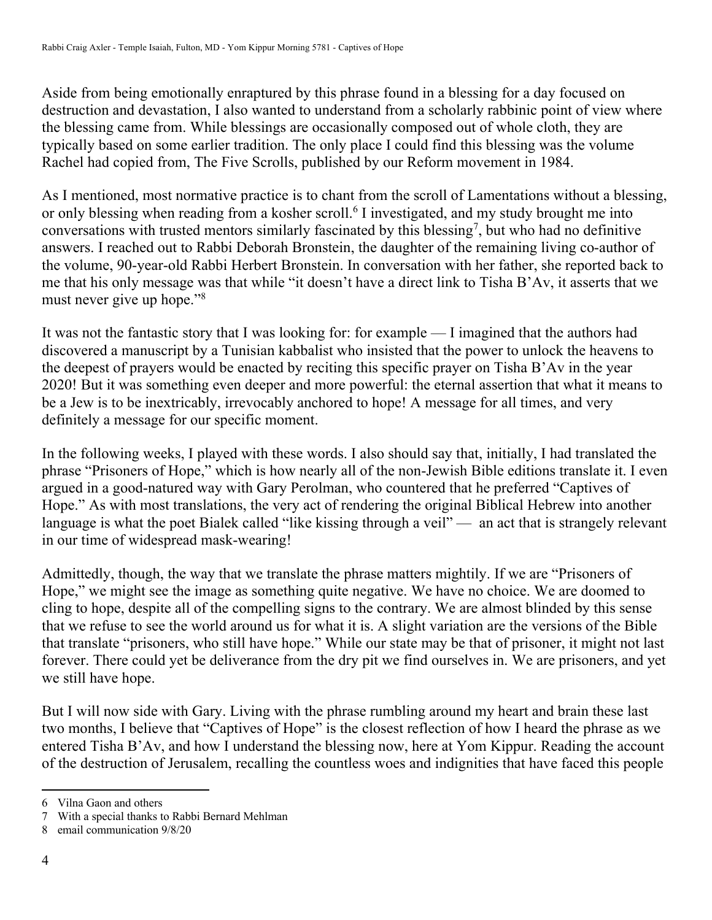Aside from being emotionally enraptured by this phrase found in a blessing for a day focused on destruction and devastation, I also wanted to understand from a scholarly rabbinic point of view where the blessing came from. While blessings are occasionally composed out of whole cloth, they are typically based on some earlier tradition. The only place I could find this blessing was the volume Rachel had copied from, The Five Scrolls, published by our Reform movement in 1984.

As I mentioned, most normative practice is to chant from the scroll of Lamentations without a blessing, or only blessing when reading from a kosher scroll.[6] I investigated, and my study brought me into conversations with trusted mentors similarly fascinated by this blessing[7], but who had no definitive answers. I reached out to Rabbi Deborah Bronstein, the daughter of the remaining living co-author of the volume, 90-year-old Rabbi Herbert Bronstein. In conversation with her father, she reported back to me that his only message was that while "it doesn't have a direct link to Tisha B'Av, it asserts that we must never give up hope."[8]

It was not the fantastic story that I was looking for: for example — I imagined that the authors had discovered a manuscript by a Tunisian kabbalist who insisted that the power to unlock the heavens to the deepest of prayers would be enacted by reciting this specific prayer on Tisha B'Av in the year 2020! But it was something even deeper and more powerful: the eternal assertion that what it means to be a Jew is to be inextricably, irrevocably anchored to hope! A message for all times, and very definitely a message for our specific moment.

In the following weeks, I played with these words. I also should say that, initially, I had translated the phrase "Prisoners of Hope," which is how nearly all of the non-Jewish Bible editions translate it. I even argued in a good-natured way with Gary Perolman, who countered that he preferred "Captives of Hope." As with most translations, the very act of rendering the original Biblical Hebrew into another language is what the poet Bialek called "like kissing through a veil" — an act that is strangely relevant in our time of widespread mask-wearing!

Admittedly, though, the way that we translate the phrase matters mightily. If we are "Prisoners of Hope," we might see the image as something quite negative. We have no choice. We are doomed to cling to hope, despite all of the compelling signs to the contrary. We are almost blinded by this sense that we refuse to see the world around us for what it is. A slight variation are the versions of the Bible that translate "prisoners, who still have hope." While our state may be that of prisoner, it might not last forever. There could yet be deliverance from the dry pit we find ourselves in. We are prisoners, and yet we still have hope.

But I will now side with Gary. Living with the phrase rumbling around my heart and brain these last two months, I believe that "Captives of Hope" is the closest reflection of how I heard the phrase as we entered Tisha B'Av, and how I understand the blessing now, here at Yom Kippur. Reading the account of the destruction of Jerusalem, recalling the countless woes and indignities that have faced this people

---

6 Vilna Gaon and others

7 With a special thanks to Rabbi Bernard Mehlman

8 email communication 9/8/20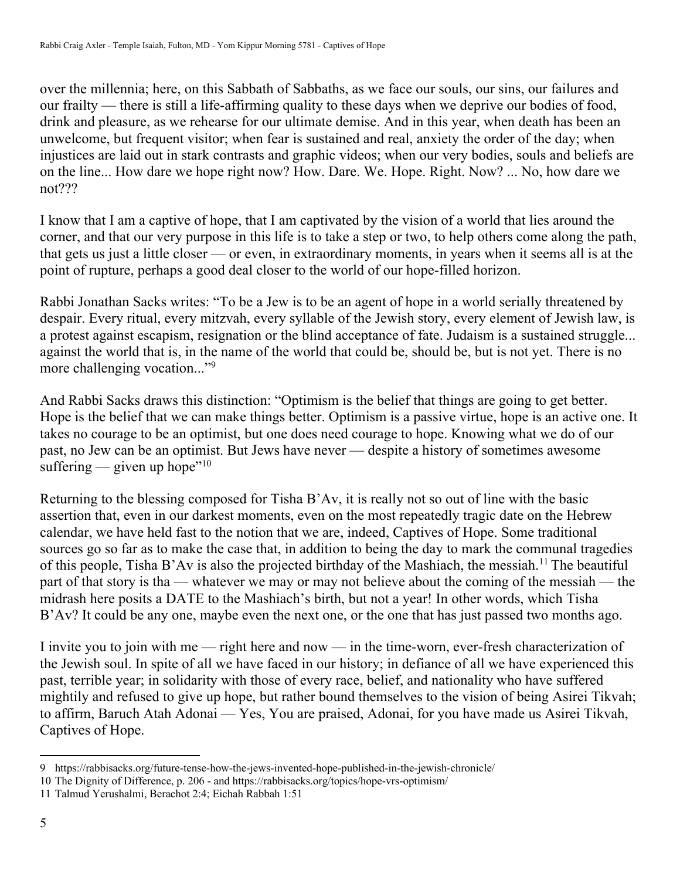over the millennia; here, on this Sabbath of Sabbaths, as we face our souls, our sins, our failures and our frailty — there is still a life-affirming quality to these days when we deprive our bodies of food, drink and pleasure, as we rehearse for our ultimate demise. And in this year, when death has been an unwelcome, but frequent visitor; when fear is sustained and real, anxiety the order of the day; when injustices are laid out in stark contrasts and graphic videos; when our very bodies, souls and beliefs are on the line... How dare we hope right now? How. Dare. We. Hope. Right. Now? ... No, how dare we not???

I know that I am a captive of hope, that I am captivated by the vision of a world that lies around the corner, and that our very purpose in this life is to take a step or two, to help others come along the path, that gets us just a little closer — or even, in extraordinary moments, in years when it seems all is at the point of rupture, perhaps a good deal closer to the world of our hope-filled horizon.

Rabbi Jonathan Sacks writes: "To be a Jew is to be an agent of hope in a world serially threatened by despair. Every ritual, every mitzvah, every syllable of the Jewish story, every element of Jewish law, is a protest against escapism, resignation or the blind acceptance of fate. Judaism is a sustained struggle... against the world that is, in the name of the world that could be, should be, but is not yet. There is no more challenging vocation..."[9]

And Rabbi Sacks draws this distinction: "Optimism is the belief that things are going to get better. Hope is the belief that we can make things better. Optimism is a passive virtue, hope is an active one. It takes no courage to be an optimist, but one does need courage to hope. Knowing what we do of our past, no Jew can be an optimist. But Jews have never — despite a history of sometimes awesome suffering — given up hope"[10]

Returning to the blessing composed for Tisha B'Av, it is really not so out of line with the basic assertion that, even in our darkest moments, even on the most repeatedly tragic date on the Hebrew calendar, we have held fast to the notion that we are, indeed, Captives of Hope. Some traditional sources go so far as to make the case that, in addition to being the day to mark the communal tragedies of this people, Tisha B'Av is also the projected birthday of the Mashiach, the messiah.[11] The beautiful part of that story is tha — whatever we may or may not believe about the coming of the messiah — the midrash here posits a DATE to the Mashiach's birth, but not a year! In other words, which Tisha B'Av? It could be any one, maybe even the next one, or the one that has just passed two months ago.

I invite you to join with me — right here and now — in the time-worn, ever-fresh characterization of the Jewish soul. In spite of all we have faced in our history; in defiance of all we have experienced this past, terrible year; in solidarity with those of every race, belief, and nationality who have suffered mightily and refused to give up hope, but rather bound themselves to the vision of being Asirei Tikvah; to affirm, Baruch Atah Adonai — Yes, You are praised, Adonai, for you have made us Asirei Tikvah, Captives of Hope.

---

9 https://rabbisacks.org/future-tense-how-the-jews-invented-hope-published-in-the-jewish-chronicle/

10 The Dignity of Difference, p. 206 - and https://rabbisacks.org/topics/hope-vrs-optimism/

11 Talmud Yerushalmi, Berachot 2:4; Eichah Rabbah 1:51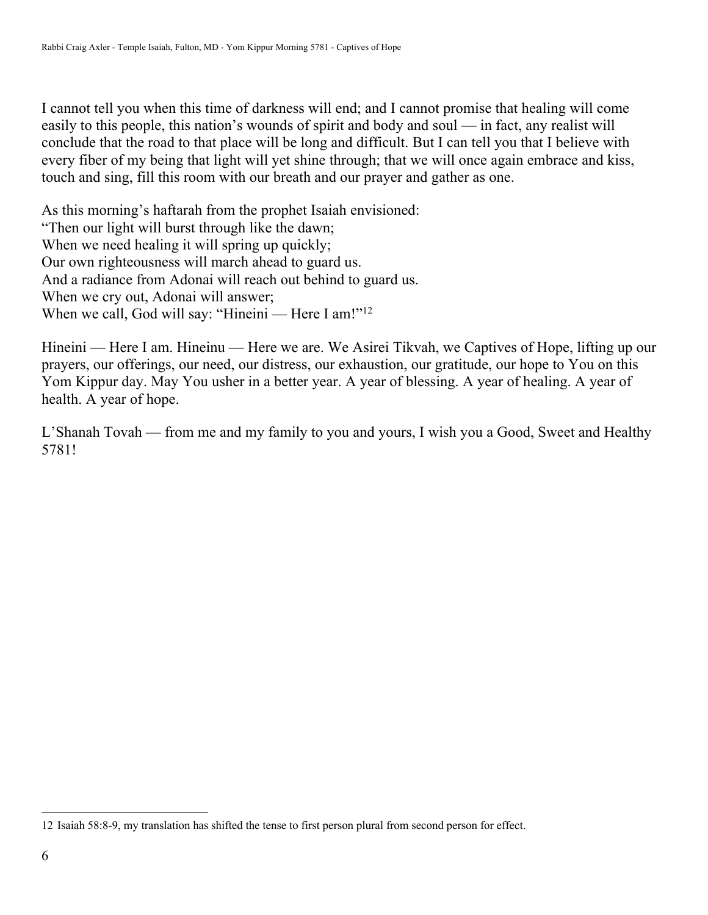I cannot tell you when this time of darkness will end; and I cannot promise that healing will come easily to this people, this nation's wounds of spirit and body and soul — in fact, any realist will conclude that the road to that place will be long and difficult. But I can tell you that I believe with every fiber of my being that light will yet shine through; that we will once again embrace and kiss, touch and sing, fill this room with our breath and our prayer and gather as one.

As this morning's haftarah from the prophet Isaiah envisioned:
"Then our light will burst through like the dawn;
When we need healing it will spring up quickly;
Our own righteousness will march ahead to guard us.
And a radiance from Adonai will reach out behind to guard us.
When we cry out, Adonai will answer;
When we call, God will say: "Hineini — Here I am!"[12]

Hineini — Here I am. Hineinu — Here we are. We Asirei Tikvah, we Captives of Hope, lifting up our prayers, our offerings, our need, our distress, our exhaustion, our gratitude, our hope to You on this Yom Kippur day. May You usher in a better year. A year of blessing. A year of healing. A year of health. A year of hope.

L'Shanah Tovah — from me and my family to you and yours, I wish you a Good, Sweet and Healthy 5781!

---

12 Isaiah 58:8-9, my translation has shifted the tense to first person plural from second person for effect.